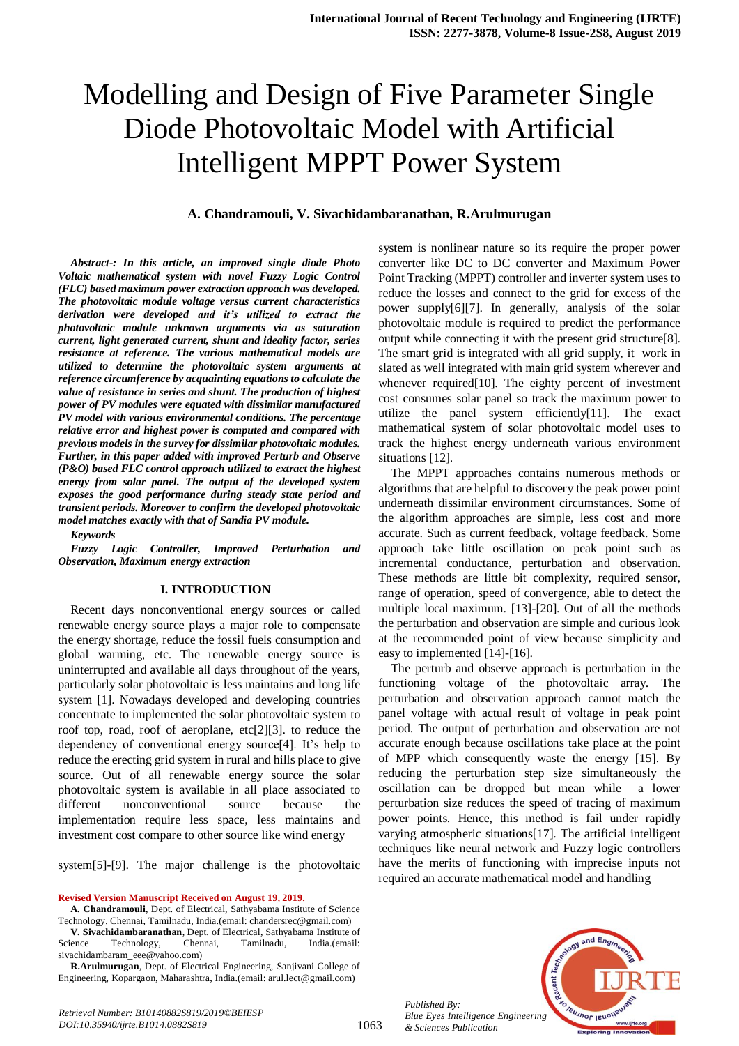# Modelling and Design of Five Parameter Single Diode Photovoltaic Model with Artificial Intelligent MPPT Power System

**A. Chandramouli, V. Sivachidambaranathan, R.Arulmurugan**

***Abstract-: In this article, an improved single diode Photo Voltaic mathematical system with novel Fuzzy Logic Control (FLC) based maximum power extraction approach was developed. The photovoltaic module voltage versus current characteristics derivation were developed and it's utilized to extract the photovoltaic module unknown arguments via as saturation current, light generated current, shunt and ideality factor, series resistance at reference. The various mathematical models are utilized to determine the photovoltaic system arguments at reference circumference by acquainting equations to calculate the value of resistance in series and shunt. The production of highest power of PV modules were equated with dissimilar manufactured PV model with various environmental conditions. The percentage relative error and highest power is computed and compared with previous models in the survey for dissimilar photovoltaic modules. Further, in this paper added with improved Perturb and Observe (P&O) based FLC control approach utilized to extract the highest energy from solar panel. The output of the developed system exposes the good performance during steady state period and transient periods. Moreover to confirm the developed photovoltaic model matches exactly with that of Sandia PV module.***

***Keywords***

***Fuzzy Logic Controller, Improved Perturbation and Observation, Maximum energy extraction***

## I. INTRODUCTION

Recent days nonconventional energy sources or called renewable energy source plays a major role to compensate the energy shortage, reduce the fossil fuels consumption and global warming, etc. The renewable energy source is uninterrupted and available all days throughout of the years, particularly solar photovoltaic is less maintains and long life system [1]. Nowadays developed and developing countries concentrate to implemented the solar photovoltaic system to roof top, road, roof of aeroplane, etc[2][3]. to reduce the dependency of conventional energy source[4]. It's help to reduce the erecting grid system in rural and hills place to give source. Out of all renewable energy source the solar photovoltaic system is available in all place associated to different nonconventional source because the implementation require less space, less maintains and investment cost compare to other source like wind energy system[5]-[9]. The major challenge is the photovoltaic system is nonlinear nature so its require the proper power converter like DC to DC converter and Maximum Power Point Tracking (MPPT) controller and inverter system uses to reduce the losses and connect to the grid for excess of the power supply[6][7]. In generally, analysis of the solar photovoltaic module is required to predict the performance output while connecting it with the present grid structure[8]. The smart grid is integrated with all grid supply, it work in slated as well integrated with main grid system wherever and whenever required[10]. The eighty percent of investment cost consumes solar panel so track the maximum power to utilize the panel system efficiently[11]. The exact mathematical system of solar photovoltaic model uses to track the highest energy underneath various environment situations [12].

The MPPT approaches contains numerous methods or algorithms that are helpful to discovery the peak power point underneath dissimilar environment circumstances. Some of the algorithm approaches are simple, less cost and more accurate. Such as current feedback, voltage feedback. Some approach take little oscillation on peak point such as incremental conductance, perturbation and observation. These methods are little bit complexity, required sensor, range of operation, speed of convergence, able to detect the multiple local maximum. [13]-[20]. Out of all the methods the perturbation and observation are simple and curious look at the recommended point of view because simplicity and easy to implemented [14]-[16].

The perturb and observe approach is perturbation in the functioning voltage of the photovoltaic array. The perturbation and observation approach cannot match the panel voltage with actual result of voltage in peak point period. The output of perturbation and observation are not accurate enough because oscillations take place at the point of MPP which consequently waste the energy [15]. By reducing the perturbation step size simultaneously the oscillation can be dropped but mean while a lower perturbation size reduces the speed of tracing of maximum power points. Hence, this method is fail under rapidly varying atmospheric situations[17]. The artificial intelligent techniques like neural network and Fuzzy logic controllers have the merits of functioning with imprecise inputs not required an accurate mathematical model and handling

**Revised Version Manuscript Received on August 19, 2019.**

**A. Chandramouli**, Dept. of Electrical, Sathyabama Institute of Science Technology, Chennai, Tamilnadu, India.(email: chandersrec@gmail.com)

**V. Sivachidambaranathan**, Dept. of Electrical, Sathyabama Institute of Science Technology, Chennai, Tamilnadu, India.(email: sivachidambaram_eee@yahoo.com)

**R.Arulmurugan**, Dept. of Electrical Engineering, Sanjivani College of Engineering, Kopargaon, Maharashtra, India.(email: arul.lect@gmail.com)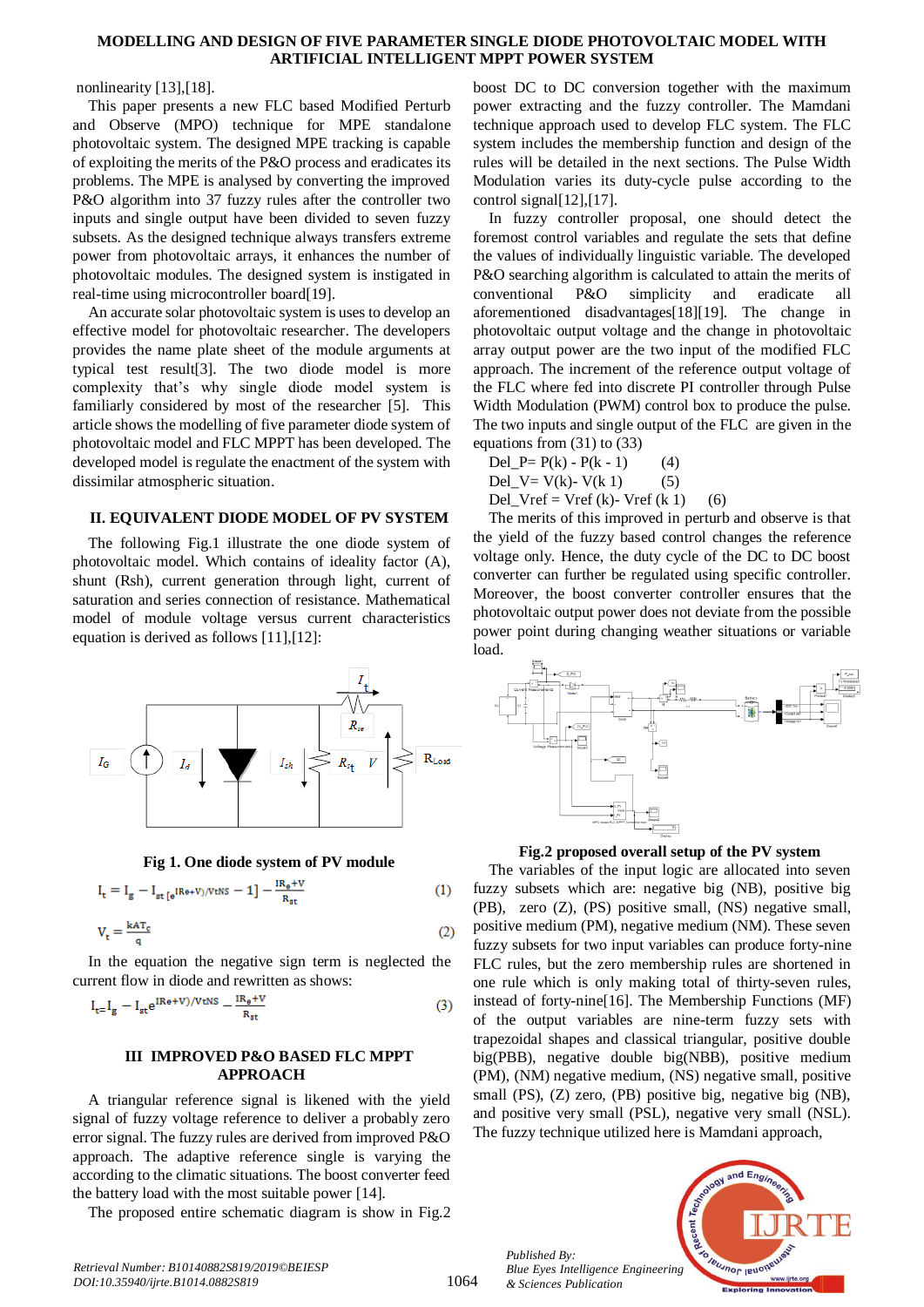nonlinearity [13],[18].

This paper presents a new FLC based Modified Perturb and Observe (MPO) technique for MPE standalone photovoltaic system. The designed MPE tracking is capable of exploiting the merits of the P&O process and eradicates its problems. The MPE is analysed by converting the improved P&O algorithm into 37 fuzzy rules after the controller two inputs and single output have been divided to seven fuzzy subsets. As the designed technique always transfers extreme power from photovoltaic arrays, it enhances the number of photovoltaic modules. The designed system is instigated in real-time using microcontroller board[19].

An accurate solar photovoltaic system is uses to develop an effective model for photovoltaic researcher. The developers provides the name plate sheet of the module arguments at typical test result[3]. The two diode model is more complexity that's why single diode model system is familiarly considered by most of the researcher [5]. This article shows the modelling of five parameter diode system of photovoltaic model and FLC MPPT has been developed. The developed model is regulate the enactment of the system with dissimilar atmospheric situation.

## II. EQUIVALENT DIODE MODEL OF PV SYSTEM

The following Fig.1 illustrate the one diode system of photovoltaic model. Which contains of ideality factor (A), shunt (Rsh), current generation through light, current of saturation and series connection of resistance. Mathematical model of module voltage versus current characteristics equation is derived as follows [11],[12]:

**Fig 1. One diode system of PV module**

$$I_t = I_g - I_{st}\left[e^{(IR_e+V)/V_t N_S} - 1\right] - \frac{IR_e+V}{R_{st}} \quad (1)$$

$$V_t = \frac{kAT_c}{q} \quad (2)$$

In the equation the negative sign term is neglected the current flow in diode and rewritten as shows:

$$I_t = I_g - I_{st}e^{(IR_e+V)/V_t N_S} - \frac{IR_e+V}{R_{st}} \quad (3)$$

## III IMPROVED P&O BASED FLC MPPT APPROACH

A triangular reference signal is likened with the yield signal of fuzzy voltage reference to deliver a probably zero error signal. The fuzzy rules are derived from improved P&O approach. The adaptive reference single is varying the according to the climatic situations. The boost converter feed the battery load with the most suitable power [14].

The proposed entire schematic diagram is show in Fig.2 boost DC to DC conversion together with the maximum power extracting and the fuzzy controller. The Mamdani technique approach used to develop FLC system. The FLC system includes the membership function and design of the rules will be detailed in the next sections. The Pulse Width Modulation varies its duty-cycle pulse according to the control signal[12],[17].

In fuzzy controller proposal, one should detect the foremost control variables and regulate the sets that define the values of individually linguistic variable. The developed P&O searching algorithm is calculated to attain the merits of conventional P&O simplicity and eradicate all aforementioned disadvantages[18][19]. The change in photovoltaic output voltage and the change in photovoltaic array output power are the two input of the modified FLC approach. The increment of the reference output voltage of the FLC where fed into discrete PI controller through Pulse Width Modulation (PWM) control box to produce the pulse. The two inputs and single output of the FLC are given in the equations from (31) to (33)

Del_P= P(k) - P(k - 1) (4)

Del_V= V(k)- V(k 1) (5)

Del_Vref = Vref (k)- Vref (k 1) (6)

The merits of this improved in perturb and observe is that the yield of the fuzzy based control changes the reference voltage only. Hence, the duty cycle of the DC to DC boost converter can further be regulated using specific controller. Moreover, the boost converter ensures that the photovoltaic output power does not deviate from the possible power point during changing weather situations or variable load.

**Fig.2 proposed overall setup of the PV system**

The variables of the input logic are allocated into seven fuzzy subsets which are: negative big (NB), positive big (PB), zero (Z), (PS) positive small, (NS) negative small, positive medium (PM), negative medium (NM). These seven fuzzy subsets for two input variables can produce forty-nine FLC rules, but the zero membership rules are shortened in one rule which is only making total of thirty-seven rules, instead of forty-nine[16]. The Membership Functions (MF) of the output variables are nine-term fuzzy sets with trapezoidal shapes and classical triangular, positive double big(PBB), negative double big(NBB), positive medium (PM), (NM) negative medium, (NS) negative small, positive small (PS), (Z) zero, (PB) positive big, negative big (NB), and positive very small (PSL), negative very small (NSL). The fuzzy technique utilized here is Mamdani approach,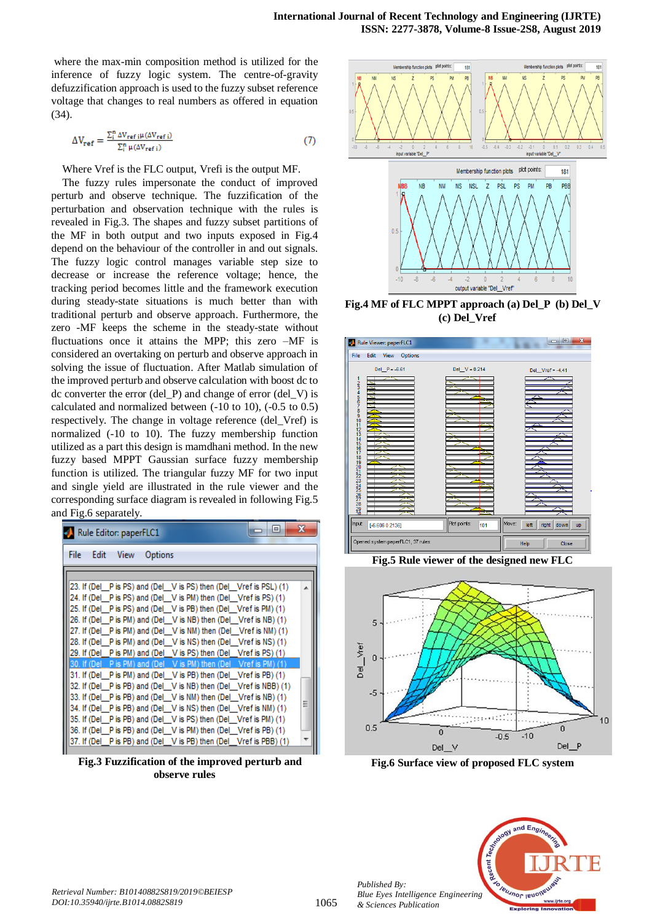where the max-min composition method is utilized for the inference of fuzzy logic system. The centre-of-gravity defuzzification approach is used to the fuzzy subset reference voltage that changes to real numbers as offered in equation (34).

$$\Delta V_{ref} = \frac{\sum_{i}^{n} \Delta V_{ref\ i} \mu(\Delta V_{ref\ i})}{\sum_{i}^{n} \mu(\Delta V_{ref\ i})} \qquad (7)$$

Where Vref is the FLC output, Vrefi is the output MF.

The fuzzy rules impersonate the conduct of improved perturb and observe technique. The fuzzification of the perturbation and observation technique with the rules is revealed in Fig.3. The shapes and fuzzy subset partitions of the MF in both output and two inputs exposed in Fig.4 depend on the behaviour of the controller in and out signals. The fuzzy logic control manages variable step size to decrease or increase the reference voltage; hence, the tracking period becomes little and the framework execution during steady-state situations is much better than with traditional perturb and observe approach. Furthermore, the zero -MF keeps the scheme in the steady-state without fluctuations once it attains the MPP; this zero –MF is considered an overtaking on perturb and observe approach in solving the issue of fluctuation. After Matlab simulation of the improved perturb and observe calculation with boost dc to dc converter the error (del_P) and change of error (del_V) is calculated and normalized between (-10 to 10), (-0.5 to 0.5) respectively. The change in voltage reference (del_Vref) is normalized (-10 to 10). The fuzzy membership function utilized as a part this design is mamdhani method. In the new fuzzy based MPPT Gaussian surface fuzzy membership function is utilized. The triangular fuzzy MF for two input and single yield are illustrated in the rule viewer and the corresponding surface diagram is revealed in following Fig.5 and Fig.6 separately.

**Fig.3 Fuzzification of the improved perturb and observe rules**

**Fig.4 MF of FLC MPPT approach (a) Del_P (b) Del_V (c) Del_Vref**

**Fig.5 Rule viewer of the designed new FLC**

**Fig.6 Surface view of proposed FLC system**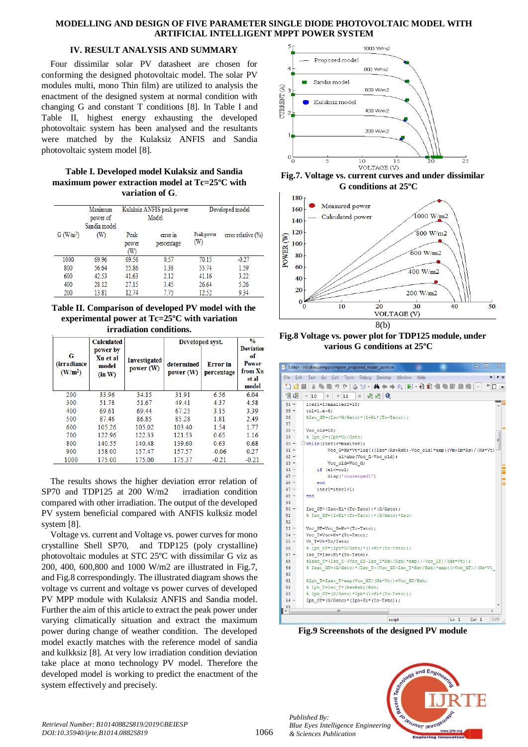## IV. RESULT ANALYSIS AND SUMMARY

Four dissimilar solar PV datasheet are chosen for conforming the designed photovoltaic model. The solar PV modules multi, mono Thin film) are utilized to analysis the enactment of the designed system at normal condition with changing G and constant T conditions [8]. In Table I and Table II, highest energy exhausting the developed photovoltaic system has been analysed and the resultants were matched by the Kulaksiz ANFIS and Sandia photovoltaic system model [8].

**Table I. Developed model Kulaksiz and Sandia maximum power extraction model at Tc=25ºC with variation of G.**

| G (W/m²) | Maximum power of Sandia model (W) | Kulaksiz ANFIS peak power Model | | Developed model | |
|---|---|---|---|---|---|
| | | Peak power (W) | error in percentage | Peak power (W) | error relative (%) |
| 1000 | 69.96 | 69.56 | 0.57 | 70.15 | -0.27 |
| 800 | 56.64 | 55.86 | 1.38 | 55.74 | 1.59 |
| 600 | 42.53 | 41.63 | 2.12 | 41.16 | 3.22 |
| 400 | 28.12 | 27.15 | 3.45 | 26.64 | 5.26 |
| 200 | 13.81 | 12.74 | 7.75 | 12.52 | 9.34 |

**Table II. Comparison of developed PV model with the experimental power at Tc=25ºC with variation irradiation conditions.**

| G (irradiance (W/m²) | Calculated power by Xu et al model (in W) | Investigated power (W) | Developed syst. | | % Deviation of Power from Xu et al model |
|---|---|---|---|---|---|
| | | | determined power (W) | Error in percentage | |
| 200 | 33.96 | 34.15 | 31.91 | 6.56 | 6.04 |
| 300 | 51.78 | 51.67 | 49.41 | 4.37 | 4.58 |
| 400 | 69.61 | 69.44 | 67.25 | 3.15 | 3.39 |
| 500 | 87.46 | 86.85 | 85.28 | 1.81 | 2.49 |
| 600 | 105.26 | 105.02 | 103.40 | 1.54 | 1.77 |
| 700 | 122.96 | 122.33 | 121.53 | 0.65 | 1.16 |
| 800 | 140.55 | 140.48 | 139.60 | 0.63 | 0.68 |
| 900 | 158.00 | 157.47 | 157.57 | -0.06 | 0.27 |
| 1000 | 175.00 | 175.00 | 175.37 | -0.21 | -0.21 |

The results shows the higher deviation error relation of SP70 and TDP125 at 200 W/m2 irradiation condition compared with other irradiation. The output of the developed PV system beneficial compared with ANFIS kulksiz model system [8].

Voltage vs. current and Voltage vs. power curves for mono crystalline Shell SP70, and TDP125 (poly crystalline) photovoltaic modules at STC 25ºC with dissimilar G viz as 200, 400, 600,800 and 1000 W/m2 are illustrated in Fig.7, and Fig.8 correspondingly. The illustrated diagram shows the voltage vs current and voltage vs power curves of developed PV MPP module with Kulaksiz ANFIS and Sandia model. Further the aim of this article to extract the peak power under varying climatically situation and extract the maximum power during change of weather condition. The developed model exactly matches with the reference model of sandia and kulkksiz [8]. At very low irradiation condition deviation take place at mono technology PV model. Therefore the developed model is working to predict the enactment of the system effectively and precisely.

**Fig.7. Voltage vs. current curves and under dissimilar G conditions at 25ºC**

8(b)

**Fig.8 Voltage vs. power plot for TDP125 module, under various G conditions at 25ºC**

**Fig.9 Screenshots of the designed PV module**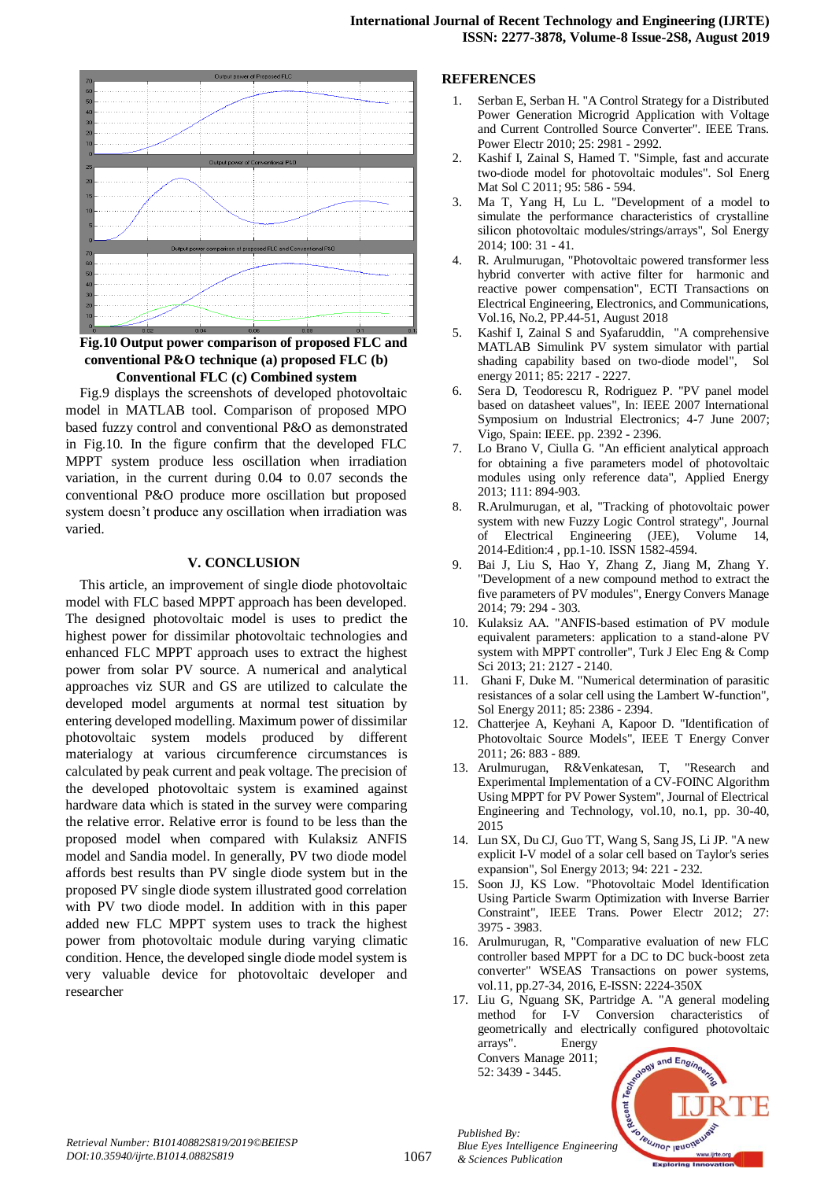**Fig.10 Output power comparison of proposed FLC and conventional P&O technique (a) proposed FLC (b) Conventional FLC (c) Combined system**

Fig.9 displays the screenshots of developed photovoltaic model in MATLAB tool. Comparison of proposed MPO based fuzzy control and conventional P&O as demonstrated in Fig.10. In the figure confirm that the developed FLC MPPT system produce less oscillation when irradiation variation, in the current during 0.04 to 0.07 seconds the conventional P&O produce more oscillation but proposed system doesn't produce any oscillation when irradiation was varied.

## V. CONCLUSION

This article, an improvement of single diode photovoltaic model with FLC based MPPT approach has been developed. The designed photovoltaic model is uses to predict the highest power for dissimilar photovoltaic technologies and enhanced FLC MPPT approach uses to extract the highest power from solar PV source. A numerical and analytical approaches viz SUR and GS are utilized to calculate the developed model arguments at normal test situation by entering developed modelling. Maximum power of dissimilar photovoltaic system models produced by different materialogy at various circumference circumstances is calculated by peak current and peak voltage. The precision of the developed photovoltaic system is examined against hardware data which is stated in the survey were comparing the relative error. Relative error is found to be less than the proposed model when compared with Kulaksiz ANFIS model and Sandia model. In generally, PV two diode model affords best results than PV single diode system but in the proposed PV single diode system illustrated good correlation with PV two diode model. In addition with in this paper added new FLC MPPT system uses to track the highest power from photovoltaic module during varying climatic condition. Hence, the developed single diode model system is very valuable device for photovoltaic developer and researcher

## REFERENCES

1. Serban E, Serban H. "A Control Strategy for a Distributed Power Generation Microgrid Application with Voltage and Current Controlled Source Converter". IEEE Trans. Power Electr 2010; 25: 2981 - 2992.
2. Kashif I, Zainal S, Hamed T. "Simple, fast and accurate two-diode model for photovoltaic modules". Sol Energ Mat Sol C 2011; 95: 586 - 594.
3. Ma T, Yang H, Lu L. "Development of a model to simulate the performance characteristics of crystalline silicon photovoltaic modules/strings/arrays", Sol Energy 2014; 100: 31 - 41.
4. R. Arulmurugan, "Photovoltaic powered transformer less hybrid converter with active filter for harmonic and reactive power compensation", ECTI Transactions on Electrical Engineering, Electronics, and Communications, Vol.16, No.2, PP.44-51, August 2018
5. Kashif I, Zainal S and Syafaruddin, "A comprehensive MATLAB Simulink PV system simulator with partial shading capability based on two-diode model", Sol energy 2011; 85: 2217 - 2227.
6. Sera D, Teodorescu R, Rodriguez P. "PV panel model based on datasheet values", In: IEEE 2007 International Symposium on Industrial Electronics; 4-7 June 2007; Vigo, Spain: IEEE. pp. 2392 - 2396.
7. Lo Brano V, Ciulla G. "An efficient analytical approach for obtaining a five parameters model of photovoltaic modules using only reference data", Applied Energy 2013; 111: 894-903.
8. R.Arulmurugan, et al, "Tracking of photovoltaic power system with new Fuzzy Logic Control strategy", Journal of Electrical Engineering (JEE), Volume 14, 2014-Edition:4 , pp.1-10. ISSN 1582-4594.
9. Bai J, Liu S, Hao Y, Zhang Z, Jiang M, Zhang Y. "Development of a new compound method to extract the five parameters of PV modules", Energy Convers Manage 2014; 79: 294 - 303.
10. Kulaksiz AA. "ANFIS-based estimation of PV module equivalent parameters: application to a stand-alone PV system with MPPT controller", Turk J Elec Eng & Comp Sci 2013; 21: 2127 - 2140.
11. Ghani F, Duke M. "Numerical determination of parasitic resistances of a solar cell using the Lambert W-function", Sol Energy 2011; 85: 2386 - 2394.
12. Chatterjee A, Keyhani A, Kapoor D. "Identification of Photovoltaic Source Models", IEEE T Energy Conver 2011; 26: 883 - 889.
13. Arulmurugan, R&Venkatesan, T, "Research and Experimental Implementation of a CV-FOINC Algorithm Using MPPT for PV Power System", Journal of Electrical Engineering and Technology, vol.10, no.1, pp. 30-40, 2015
14. Lun SX, Du CJ, Guo TT, Wang S, Sang JS, Li JP. "A new explicit I-V model of a solar cell based on Taylor's series expansion", Sol Energy 2013; 94: 221 - 232.
15. Soon JJ, KS Low. "Photovoltaic Model Identification Using Particle Swarm Optimization with Inverse Barrier Constraint", IEEE Trans. Power Electr 2012; 27: 3975 - 3983.
16. Arulmurugan, R, "Comparative evaluation of new FLC controller based MPPT for a DC to DC buck-boost zeta converter" WSEAS Transactions on power systems, vol.11, pp.27-34, 2016, E-ISSN: 2224-350X
17. Liu G, Nguang SK, Partridge A. "A general modeling method for I-V Conversion characteristics of geometrically and electrically configured photovoltaic arrays". Energy Convers Manage 2011; 52: 3439 - 3445.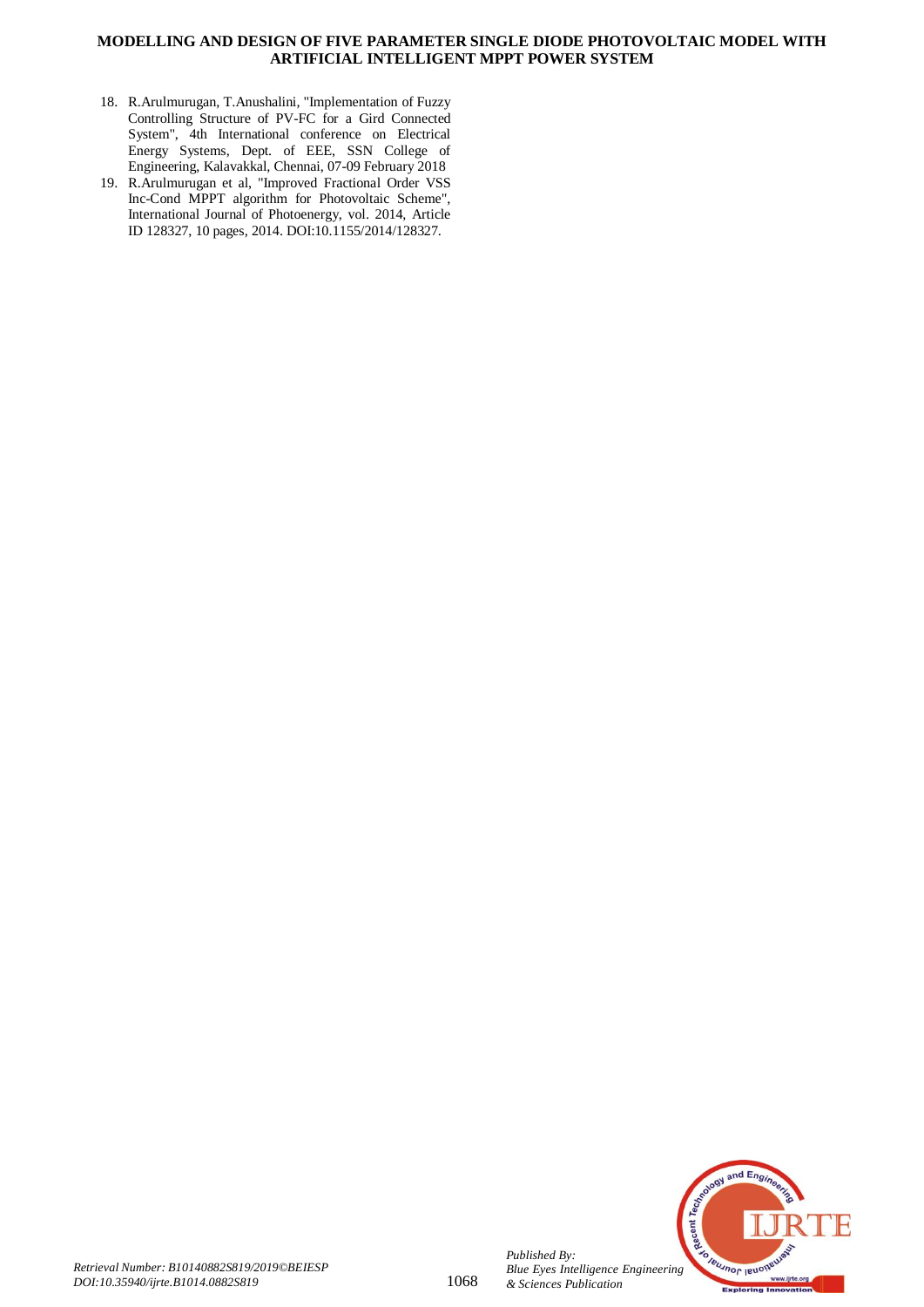18. R.Arulmurugan, T.Anushalini, "Implementation of Fuzzy Controlling Structure of PV-FC for a Gird Connected System", 4th International conference on Electrical Energy Systems, Dept. of EEE, SSN College of Engineering, Kalavakkal, Chennai, 07-09 February 2018
19. R.Arulmurugan et al, "Improved Fractional Order VSS Inc-Cond MPPT algorithm for Photovoltaic Scheme", International Journal of Photoenergy, vol. 2014, Article ID 128327, 10 pages, 2014. DOI:10.1155/2014/128327.